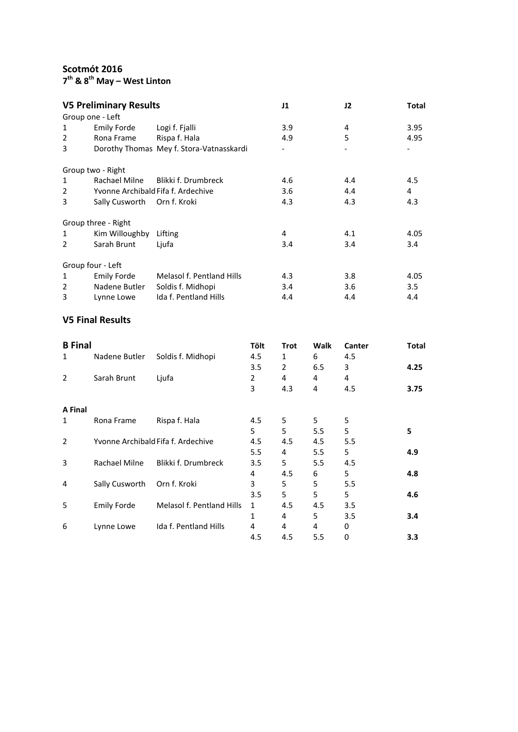## Scotmót 2016

**7th & 8th May – West Linton**

### V5 Preliminary Results

| | | | J1 | J2 | Total |
|---|---|---|---|---|---|
| Group one - Left | | | | | |
| 1 | Emily Forde | Logi f. Fjalli | 3.9 | 4 | 3.95 |
| 2 | Rona Frame | Rispa f. Hala | 4.9 | 5 | 4.95 |
| 3 | Dorothy Thomas | Mey f. Stora-Vatnasskardi | - | - | - |
| Group two - Right | | | | | |
| 1 | Rachael Milne | Blikki f. Drumbreck | 4.6 | 4.4 | 4.5 |
| 2 | Yvonne Archibald | Fifa f. Ardechive | 3.6 | 4.4 | 4 |
| 3 | Sally Cusworth | Orn f. Kroki | 4.3 | 4.3 | 4.3 |
| Group three - Right | | | | | |
| 1 | Kim Willoughby | Lifting | 4 | 4.1 | 4.05 |
| 2 | Sarah Brunt | Ljufa | 3.4 | 3.4 | 3.4 |
| Group four - Left | | | | | |
| 1 | Emily Forde | Melasol f. Pentland Hills | 4.3 | 3.8 | 4.05 |
| 2 | Nadene Butler | Soldis f. Midhopi | 3.4 | 3.6 | 3.5 |
| 3 | Lynne Lowe | Ida f. Pentland Hills | 4.4 | 4.4 | 4.4 |

### V5 Final Results

| **B Final** | | | Tölt | Trot | Walk | Canter | Total |
|---|---|---|---|---|---|---|---|
| 1 | Nadene Butler | Soldis f. Midhopi | 4.5 | 1 | 6 | 4.5 | |
| | | | 3.5 | 2 | 6.5 | 3 | **4.25** |
| 2 | Sarah Brunt | Ljufa | 2 | 4 | 4 | 4 | |
| | | | 3 | 4.3 | 4 | 4.5 | **3.75** |
| **A Final** | | | | | | | |
| 1 | Rona Frame | Rispa f. Hala | 4.5 | 5 | 5 | 5 | |
| | | | 5 | 5 | 5.5 | 5 | **5** |
| 2 | Yvonne Archibald | Fifa f. Ardechive | 4.5 | 4.5 | 4.5 | 5.5 | |
| | | | 5.5 | 4 | 5.5 | 5 | **4.9** |
| 3 | Rachael Milne | Blikki f. Drumbreck | 3.5 | 5 | 5.5 | 4.5 | |
| | | | 4 | 4.5 | 6 | 5 | **4.8** |
| 4 | Sally Cusworth | Orn f. Kroki | 3 | 5 | 5 | 5.5 | |
| | | | 3.5 | 5 | 5 | 5 | **4.6** |
| 5 | Emily Forde | Melasol f. Pentland Hills | 1 | 4.5 | 4.5 | 3.5 | |
| | | | 1 | 4 | 5 | 3.5 | **3.4** |
| 6 | Lynne Lowe | Ida f. Pentland Hills | 4 | 4 | 4 | 0 | |
| | | | 4.5 | 4.5 | 5.5 | 0 | **3.3** |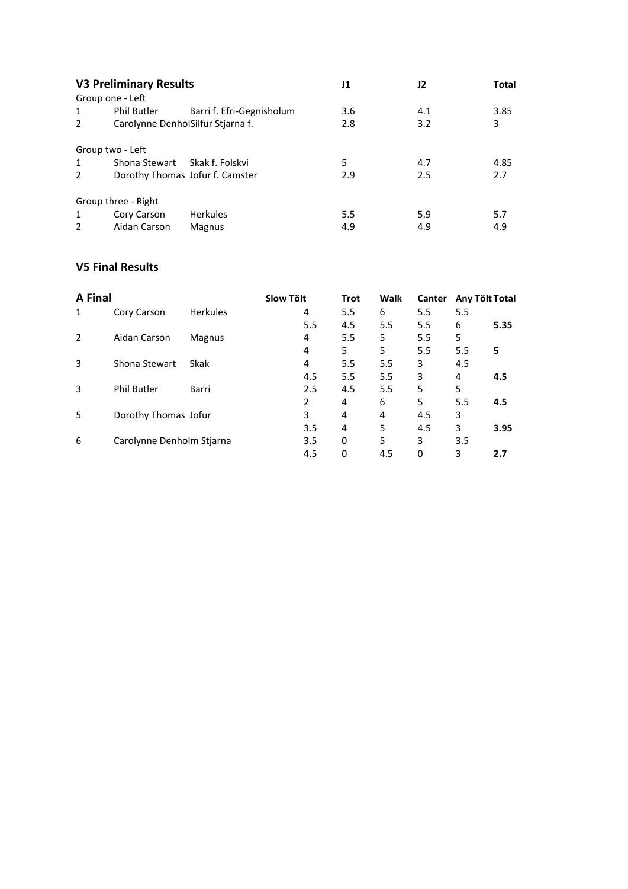## V3 Preliminary Results

| | | | J1 | J2 | Total |
|---|---|---|---|---|---|
| Group one - Left | | | | | |
| 1 | Phil Butler | Barri f. Efri-Gegnisholum | 3.6 | 4.1 | 3.85 |
| 2 | Carolynne Denhol | Silfur Stjarna f. | 2.8 | 3.2 | 3 |
| Group two - Left | | | | | |
| 1 | Shona Stewart | Skak f. Folskvi | 5 | 4.7 | 4.85 |
| 2 | Dorothy Thomas | Jofur f. Camster | 2.9 | 2.5 | 2.7 |
| Group three - Right | | | | | |
| 1 | Cory Carson | Herkules | 5.5 | 5.9 | 5.7 |
| 2 | Aidan Carson | Magnus | 4.9 | 4.9 | 4.9 |

## V5 Final Results

| A Final | | | Slow Tölt | Trot | Walk | Canter | Any Tölt | Total |
|---|---|---|---|---|---|---|---|---|
| 1 | Cory Carson | Herkules | 4 | 5.5 | 6 | 5.5 | 5.5 | |
| | | | 5.5 | 4.5 | 5.5 | 5.5 | 6 | **5.35** |
| 2 | Aidan Carson | Magnus | 4 | 5.5 | 5 | 5.5 | 5 | |
| | | | 4 | 5 | 5 | 5.5 | 5.5 | **5** |
| 3 | Shona Stewart | Skak | 4 | 5.5 | 5.5 | 3 | 4.5 | |
| | | | 4.5 | 5.5 | 5.5 | 3 | 4 | **4.5** |
| 3 | Phil Butler | Barri | 2.5 | 4.5 | 5.5 | 5 | 5 | |
| | | | 2 | 4 | 6 | 5 | 5.5 | **4.5** |
| 5 | Dorothy Thomas | Jofur | 3 | 4 | 4 | 4.5 | 3 | |
| | | | 3.5 | 4 | 5 | 4.5 | 3 | **3.95** |
| 6 | Carolynne Denholm | Stjarna | 3.5 | 0 | 5 | 3 | 3.5 | |
| | | | 4.5 | 0 | 4.5 | 0 | 3 | **2.7** |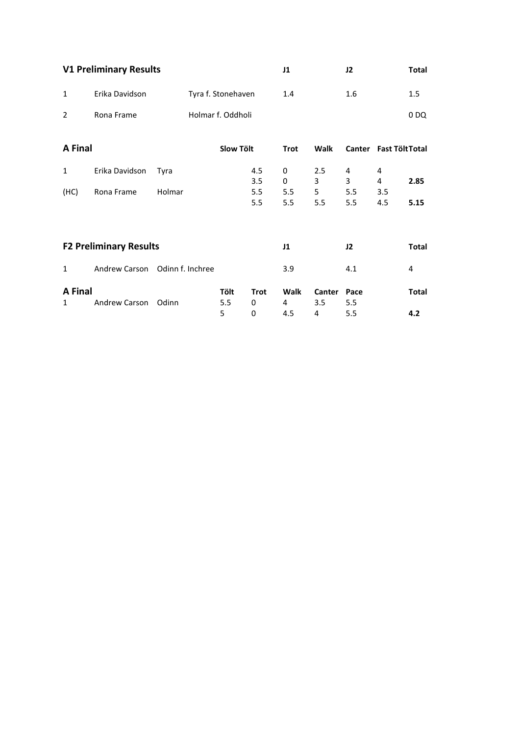### V1 Preliminary Results

| | | | J1 | J2 | Total |
|---|---|---|---|---|---|
| 1 | Erika Davidson | Tyra f. Stonehaven | 1.4 | 1.6 | 1.5 |
| 2 | Rona Frame | Holmar f. Oddholi | | | 0 DQ |

### A Final

| | | | Slow Tölt | Trot | Walk | Canter | Fast Tölt | Total |
|---|---|---|---|---|---|---|---|---|
| 1 | Erika Davidson | Tyra | 4.5 | 0 | 2.5 | 4 | 4 | |
| | | | 3.5 | 0 | 3 | 3 | 4 | **2.85** |
| (HC) | Rona Frame | Holmar | 5.5 | 5.5 | 5 | 5.5 | 3.5 | |
| | | | 5.5 | 5.5 | 5.5 | 5.5 | 4.5 | **5.15** |

### F2 Preliminary Results

| | | | J1 | J2 | Total |
|---|---|---|---|---|---|
| 1 | Andrew Carson | Odinn f. Inchree | 3.9 | 4.1 | 4 |

### A Final

| | | | Tölt | Trot | Walk | Canter | Pace | Total |
|---|---|---|---|---|---|---|---|---|
| 1 | Andrew Carson | Odinn | 5.5 | 0 | 4 | 3.5 | 5.5 | |
| | | | 5 | 0 | 4.5 | 4 | 5.5 | **4.2** |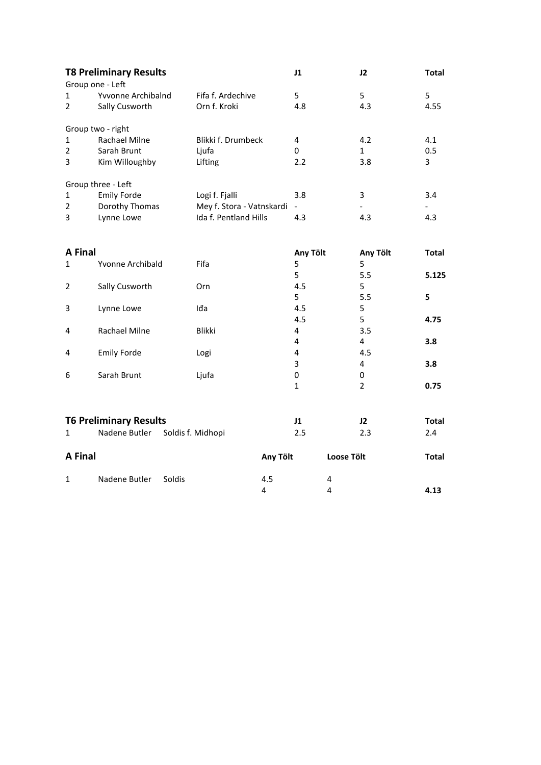## T8 Preliminary Results

| | | | J1 | J2 | Total |
|---|---|---|---|---|---|
| Group one - Left | | | | | |
| 1 | Yvvonne Archibalnd | Fifa f. Ardechive | 5 | 5 | 5 |
| 2 | Sally Cusworth | Orn f. Kroki | 4.8 | 4.3 | 4.55 |
| Group two - right | | | | | |
| 1 | Rachael Milne | Blikki f. Drumbeck | 4 | 4.2 | 4.1 |
| 2 | Sarah Brunt | Ljufa | 0 | 1 | 0.5 |
| 3 | Kim Willoughby | Lifting | 2.2 | 3.8 | 3 |
| Group three - Left | | | | | |
| 1 | Emily Forde | Logi f. Fjalli | 3.8 | 3 | 3.4 |
| 2 | Dorothy Thomas | Mey f. Stora - Vatnskardi | - | - | - |
| 3 | Lynne Lowe | Ida f. Pentland Hills | 4.3 | 4.3 | 4.3 |

## A Final

| | | | Any Tölt | Any Tölt | Total |
|---|---|---|---|---|---|
| 1 | Yvonne Archibald | Fifa | 5 | 5 | |
| | | | 5 | 5.5 | **5.125** |
| 2 | Sally Cusworth | Orn | 4.5 | 5 | |
| | | | 5 | 5.5 | **5** |
| 3 | Lynne Lowe | Iđa | 4.5 | 5 | |
| | | | 4.5 | 5 | **4.75** |
| 4 | Rachael Milne | Blikki | 4 | 3.5 | |
| | | | 4 | 4 | **3.8** |
| 4 | Emily Forde | Logi | 4 | 4.5 | |
| | | | 3 | 4 | **3.8** |
| 6 | Sarah Brunt | Ljufa | 0 | 0 | |
| | | | 1 | 2 | **0.75** |

## T6 Preliminary Results

| | | | J1 | J2 | Total |
|---|---|---|---|---|---|
| 1 | Nadene Butler | Soldis f. Midhopi | 2.5 | 2.3 | 2.4 |

## A Final

| | | | Any Tölt | Loose Tölt | Total |
|---|---|---|---|---|---|
| 1 | Nadene Butler | Soldis | 4.5 | 4 | |
| | | | 4 | 4 | **4.13** |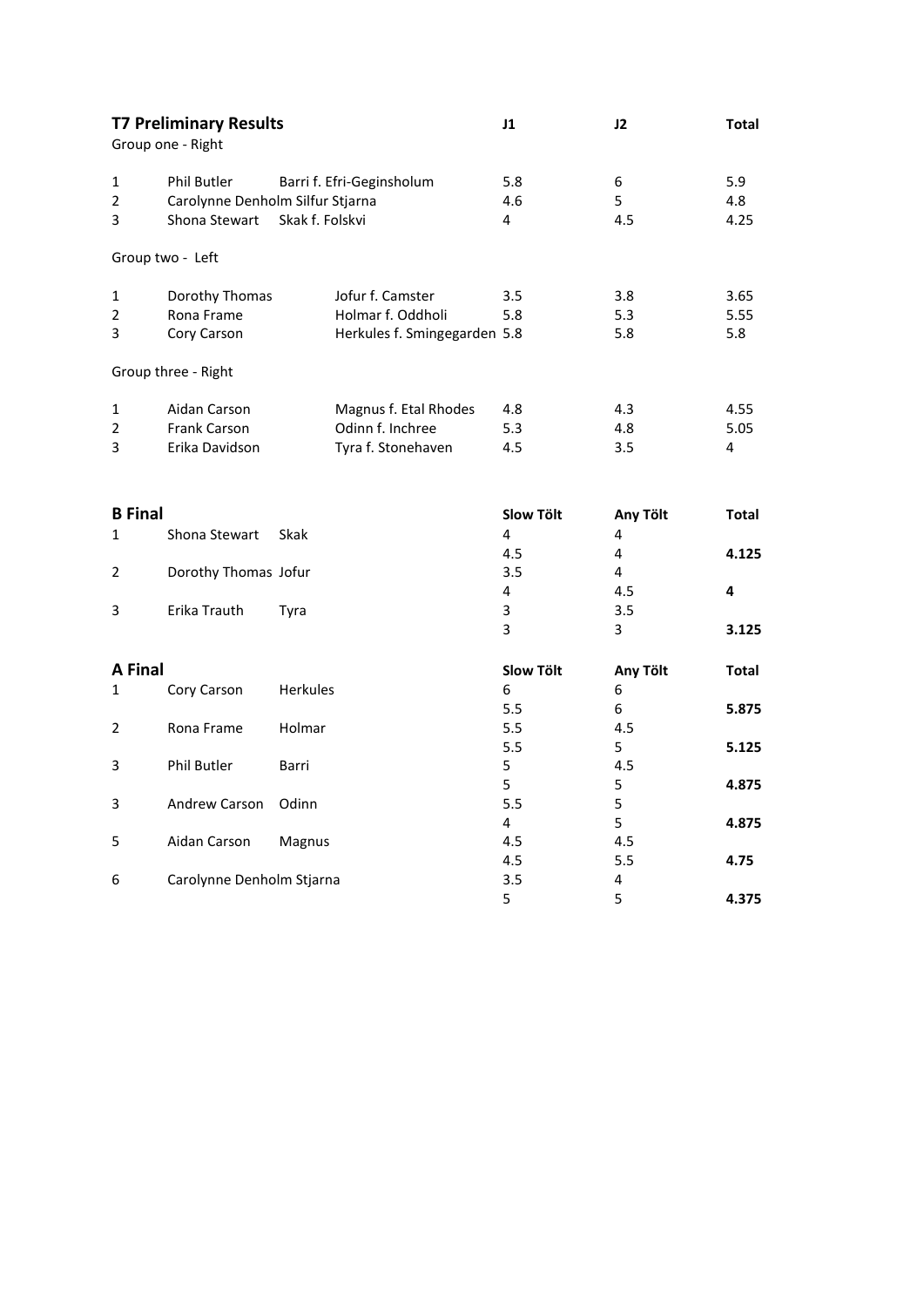## T7 Preliminary Results

Group one - Right

| | | | J1 | J2 | Total |
|---|---|---|---|---|---|
| 1 | Phil Butler | Barri f. Efri-Geginsholum | 5.8 | 6 | 5.9 |
| 2 | Carolynne Denholm | Silfur Stjarna | 4.6 | 5 | 4.8 |
| 3 | Shona Stewart | Skak f. Folskvi | 4 | 4.5 | 4.25 |

Group two - Left

| | | | J1 | J2 | Total |
|---|---|---|---|---|---|
| 1 | Dorothy Thomas | Jofur f. Camster | 3.5 | 3.8 | 3.65 |
| 2 | Rona Frame | Holmar f. Oddholi | 5.8 | 5.3 | 5.55 |
| 3 | Cory Carson | Herkules f. Smingegarden | 5.8 | 5.8 | 5.8 |

Group three - Right

| | | | J1 | J2 | Total |
|---|---|---|---|---|---|
| 1 | Aidan Carson | Magnus f. Etal Rhodes | 4.8 | 4.3 | 4.55 |
| 2 | Frank Carson | Odinn f. Inchree | 5.3 | 4.8 | 5.05 |
| 3 | Erika Davidson | Tyra f. Stonehaven | 4.5 | 3.5 | 4 |

## B Final

| | | | Slow Tölt | Any Tölt | Total |
|---|---|---|---|---|---|
| 1 | Shona Stewart | Skak | 4 | 4 | |
| | | | 4.5 | 4 | **4.125** |
| 2 | Dorothy Thomas | Jofur | 3.5 | 4 | |
| | | | 4 | 4.5 | **4** |
| 3 | Erika Trauth | Tyra | 3 | 3.5 | |
| | | | 3 | 3 | **3.125** |

## A Final

| | | | Slow Tölt | Any Tölt | Total |
|---|---|---|---|---|---|
| 1 | Cory Carson | Herkules | 6 | 6 | |
| | | | 5.5 | 6 | **5.875** |
| 2 | Rona Frame | Holmar | 5.5 | 4.5 | |
| | | | 5.5 | 5 | **5.125** |
| 3 | Phil Butler | Barri | 5 | 4.5 | |
| | | | 5 | 5 | **4.875** |
| 3 | Andrew Carson | Odinn | 5.5 | 5 | |
| | | | 4 | 5 | **4.875** |
| 5 | Aidan Carson | Magnus | 4.5 | 4.5 | |
| | | | 4.5 | 5.5 | **4.75** |
| 6 | Carolynne Denholm | Stjarna | 3.5 | 4 | |
| | | | 5 | 5 | **4.375** |